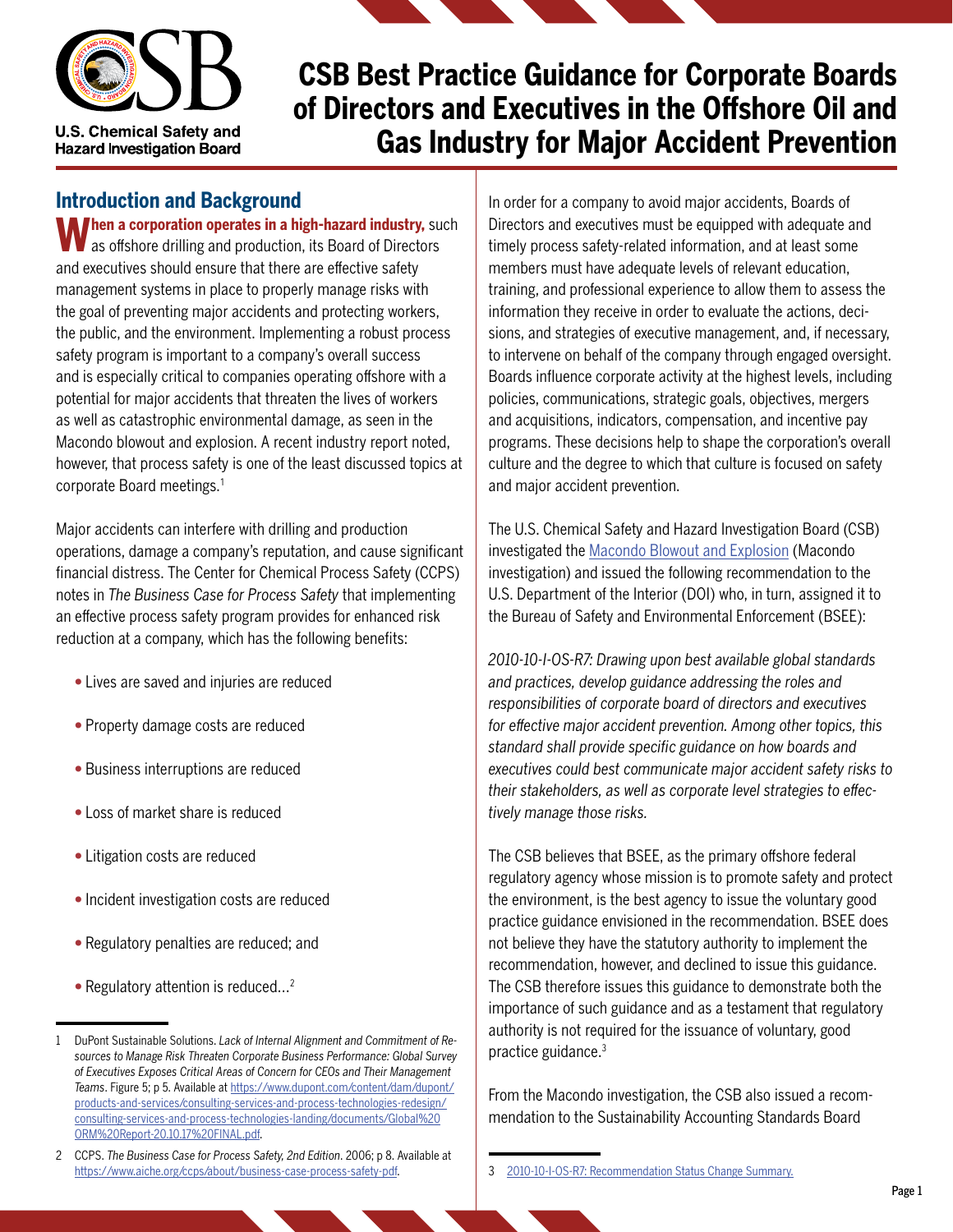# CSB Best Practice Guidance for Corporate Boards of Directors and Executives in the Offshore Oil and Gas Industry for Major Accident Prevention

## Introduction and Background

**When a corporation operates in a high-hazard industry,** such as offshore drilling and production, its Board of Directors and executives should ensure that there are effective safety management systems in place to properly manage risks with the goal of preventing major accidents and protecting workers, the public, and the environment. Implementing a robust process safety program is important to a company's overall success and is especially critical to companies operating offshore with a potential for major accidents that threaten the lives of workers as well as catastrophic environmental damage, as seen in the Macondo blowout and explosion. A recent industry report noted, however, that process safety is one of the least discussed topics at corporate Board meetings.[1]

Major accidents can interfere with drilling and production operations, damage a company's reputation, and cause significant financial distress. The Center for Chemical Process Safety (CCPS) notes in *The Business Case for Process Safety* that implementing an effective process safety program provides for enhanced risk reduction at a company, which has the following benefits:

- Lives are saved and injuries are reduced
- Property damage costs are reduced
- Business interruptions are reduced
- Loss of market share is reduced
- Litigation costs are reduced
- Incident investigation costs are reduced
- Regulatory penalties are reduced; and
- Regulatory attention is reduced...[2]

In order for a company to avoid major accidents, Boards of Directors and executives must be equipped with adequate and timely process safety-related information, and at least some members must have adequate levels of relevant education, training, and professional experience to allow them to assess the information they receive in order to evaluate the actions, decisions, and strategies of executive management, and, if necessary, to intervene on behalf of the company through engaged oversight. Boards influence corporate activity at the highest levels, including policies, communications, strategic goals, objectives, mergers and acquisitions, indicators, compensation, and incentive pay programs. These decisions help to shape the corporation's overall culture and the degree to which that culture is focused on safety and major accident prevention.

The U.S. Chemical Safety and Hazard Investigation Board (CSB) investigated the Macondo Blowout and Explosion (Macondo investigation) and issued the following recommendation to the U.S. Department of the Interior (DOI) who, in turn, assigned it to the Bureau of Safety and Environmental Enforcement (BSEE):

*2010-10-I-OS-R7: Drawing upon best available global standards and practices, develop guidance addressing the roles and responsibilities of corporate board of directors and executives for effective major accident prevention. Among other topics, this standard shall provide specific guidance on how boards and executives could best communicate major accident safety risks to their stakeholders, as well as corporate level strategies to effectively manage those risks.*

The CSB believes that BSEE, as the primary offshore federal regulatory agency whose mission is to promote safety and protect the environment, is the best agency to issue the voluntary good practice guidance envisioned in the recommendation. BSEE does not believe they have the statutory authority to implement the recommendation, however, and declined to issue this guidance. The CSB therefore issues this guidance to demonstrate both the importance of such guidance and as a testament that regulatory authority is not required for the issuance of voluntary, good practice guidance.[3]

From the Macondo investigation, the CSB also issued a recommendation to the Sustainability Accounting Standards Board

---

1 DuPont Sustainable Solutions. *Lack of Internal Alignment and Commitment of Resources to Manage Risk Threaten Corporate Business Performance: Global Survey of Executives Exposes Critical Areas of Concern for CEOs and Their Management Teams*. Figure 5; p 5. Available at https://www.dupont.com/content/dam/dupont/products-and-services/consulting-services-and-process-technologies-redesign/consulting-services-and-process-technologies-landing/documents/Global%20ORM%20Report-20.10.17%20FINAL.pdf.

2 CCPS. *The Business Case for Process Safety, 2nd Edition*. 2006; p 8. Available at https://www.aiche.org/ccps/about/business-case-process-safety-pdf.

3 2010-10-I-OS-R7: Recommendation Status Change Summary.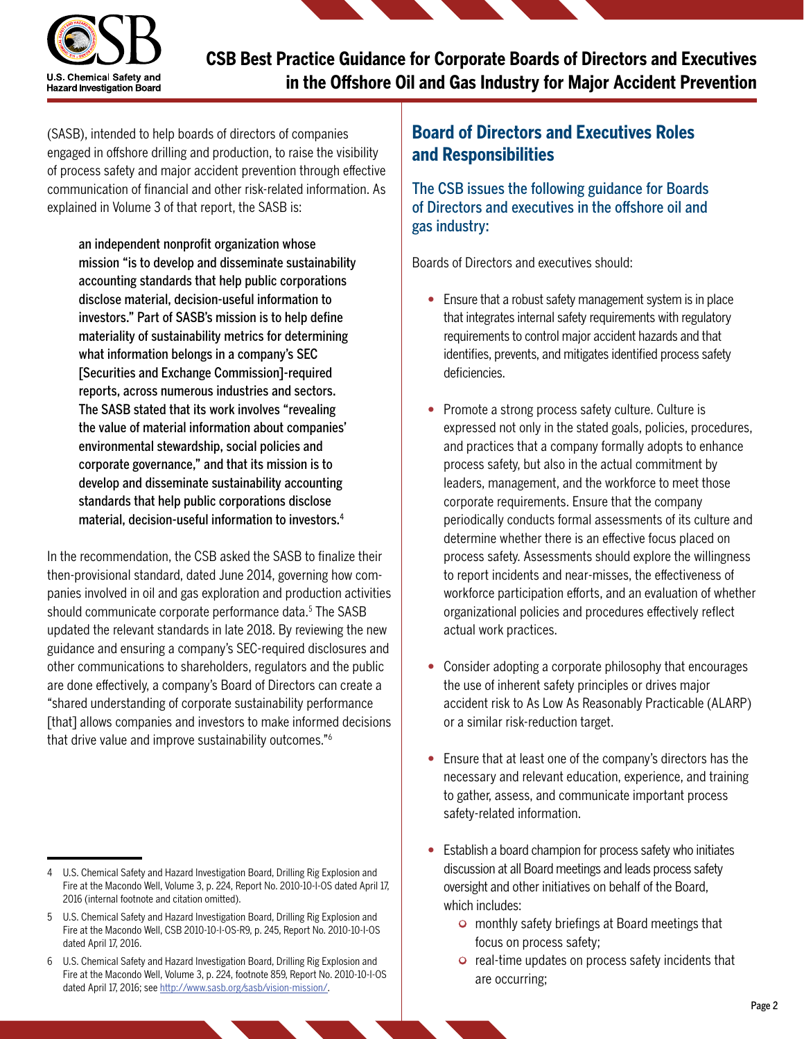(SASB), intended to help boards of directors of companies engaged in offshore drilling and production, to raise the visibility of process safety and major accident prevention through effective communication of financial and other risk-related information. As explained in Volume 3 of that report, the SASB is:

> **an independent nonprofit organization whose mission "is to develop and disseminate sustainability accounting standards that help public corporations disclose material, decision-useful information to investors." Part of SASB's mission is to help define materiality of sustainability metrics for determining what information belongs in a company's SEC [Securities and Exchange Commission]-required reports, across numerous industries and sectors. The SASB stated that its work involves "revealing the value of material information about companies' environmental stewardship, social policies and corporate governance," and that its mission is to develop and disseminate sustainability accounting standards that help public corporations disclose material, decision-useful information to investors.**[4]

In the recommendation, the CSB asked the SASB to finalize their then-provisional standard, dated June 2014, governing how companies involved in oil and gas exploration and production activities should communicate corporate performance data.[5] The SASB updated the relevant standards in late 2018. By reviewing the new guidance and ensuring a company's SEC-required disclosures and other communications to shareholders, regulators and the public are done effectively, a company's Board of Directors can create a "shared understanding of corporate sustainability performance [that] allows companies and investors to make informed decisions that drive value and improve sustainability outcomes."[6]

4 U.S. Chemical Safety and Hazard Investigation Board, Drilling Rig Explosion and Fire at the Macondo Well, Volume 3, p. 224, Report No. 2010-10-I-OS dated April 17, 2016 (internal footnote and citation omitted).

5 U.S. Chemical Safety and Hazard Investigation Board, Drilling Rig Explosion and Fire at the Macondo Well, CSB 2010-10-I-OS-R9, p. 245, Report No. 2010-10-I-OS dated April 17, 2016.

6 U.S. Chemical Safety and Hazard Investigation Board, Drilling Rig Explosion and Fire at the Macondo Well, Volume 3, p. 224, footnote 859, Report No. 2010-10-I-OS dated April 17, 2016; see http://www.sasb.org/sasb/vision-mission/.

## Board of Directors and Executives Roles and Responsibilities

### The CSB issues the following guidance for Boards of Directors and executives in the offshore oil and gas industry:

Boards of Directors and executives should:

- Ensure that a robust safety management system is in place that integrates internal safety requirements with regulatory requirements to control major accident hazards and that identifies, prevents, and mitigates identified process safety deficiencies.

- Promote a strong process safety culture. Culture is expressed not only in the stated goals, policies, procedures, and practices that a company formally adopts to enhance process safety, but also in the actual commitment by leaders, management, and the workforce to meet those corporate requirements. Ensure that the company periodically conducts formal assessments of its culture and determine whether there is an effective focus placed on process safety. Assessments should explore the willingness to report incidents and near-misses, the effectiveness of workforce participation efforts, and an evaluation of whether organizational policies and procedures effectively reflect actual work practices.

- Consider adopting a corporate philosophy that encourages the use of inherent safety principles or drives major accident risk to As Low As Reasonably Practicable (ALARP) or a similar risk-reduction target.

- Ensure that at least one of the company's directors has the necessary and relevant education, experience, and training to gather, assess, and communicate important process safety-related information.

- Establish a board champion for process safety who initiates discussion at all Board meetings and leads process safety oversight and other initiatives on behalf of the Board, which includes:
  - monthly safety briefings at Board meetings that focus on process safety;
  - real-time updates on process safety incidents that are occurring;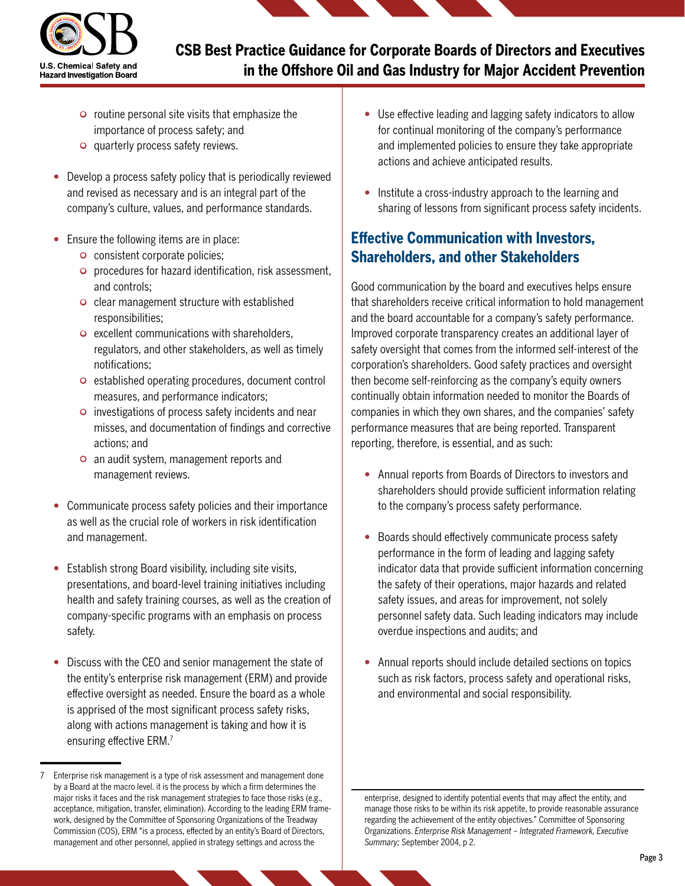- routine personal site visits that emphasize the importance of process safety; and
  - quarterly process safety reviews.

- Develop a process safety policy that is periodically reviewed and revised as necessary and is an integral part of the company's culture, values, and performance standards.

- Ensure the following items are in place:
  - consistent corporate policies;
  - procedures for hazard identification, risk assessment, and controls;
  - clear management structure with established responsibilities;
  - excellent communications with shareholders, regulators, and other stakeholders, as well as timely notifications;
  - established operating procedures, document control measures, and performance indicators;
  - investigations of process safety incidents and near misses, and documentation of findings and corrective actions; and
  - an audit system, management reports and management reviews.

- Communicate process safety policies and their importance as well as the crucial role of workers in risk identification and management.

- Establish strong Board visibility, including site visits, presentations, and board-level training initiatives including health and safety training courses, as well as the creation of company-specific programs with an emphasis on process safety.

- Discuss with the CEO and senior management the state of the entity's enterprise risk management (ERM) and provide effective oversight as needed. Ensure the board as a whole is apprised of the most significant process safety risks, along with actions management is taking and how it is ensuring effective ERM.[7]

- Use effective leading and lagging safety indicators to allow for continual monitoring of the company's performance and implemented policies to ensure they take appropriate actions and achieve anticipated results.

- Institute a cross-industry approach to the learning and sharing of lessons from significant process safety incidents.

## Effective Communication with Investors, Shareholders, and other Stakeholders

Good communication by the board and executives helps ensure that shareholders receive critical information to hold management and the board accountable for a company's safety performance. Improved corporate transparency creates an additional layer of safety oversight that comes from the informed self-interest of the corporation's shareholders. Good safety practices and oversight then become self-reinforcing as the company's equity owners continually obtain information needed to monitor the Boards of companies in which they own shares, and the companies' safety performance measures that are being reported. Transparent reporting, therefore, is essential, and as such:

- Annual reports from Boards of Directors to investors and shareholders should provide sufficient information relating to the company's process safety performance.

- Boards should effectively communicate process safety performance in the form of leading and lagging safety indicator data that provide sufficient information concerning the safety of their operations, major hazards and related safety issues, and areas for improvement, not solely personnel safety data. Such leading indicators may include overdue inspections and audits; and

- Annual reports should include detailed sections on topics such as risk factors, process safety and operational risks, and environmental and social responsibility.

---

7 Enterprise risk management is a type of risk assessment and management done by a Board at the macro level. it is the process by which a firm determines the major risks it faces and the risk management strategies to face those risks (e.g., acceptance, mitigation, transfer, elimination). According to the leading ERM framework, designed by the Committee of Sponsoring Organizations of the Treadway Commission (COS), ERM "is a process, effected by an entity's Board of Directors, management and other personnel, applied in strategy settings and across the enterprise, designed to identify potential events that may affect the entity, and manage those risks to be within its risk appetite, to provide reasonable assurance regarding the achievement of the entity objectives." Committee of Sponsoring Organizations. *Enterprise Risk Management – Integrated Framework, Executive Summary;* September 2004, p 2.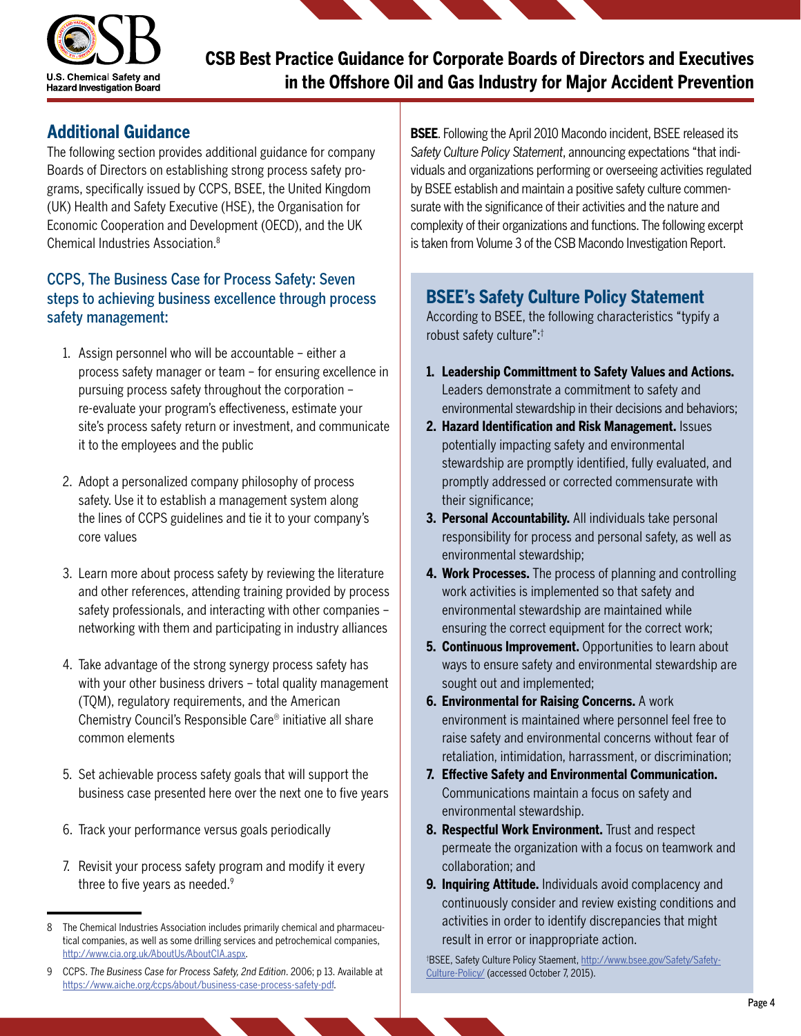## Additional Guidance

The following section provides additional guidance for company Boards of Directors on establishing strong process safety programs, specifically issued by CCPS, BSEE, the United Kingdom (UK) Health and Safety Executive (HSE), the Organisation for Economic Cooperation and Development (OECD), and the UK Chemical Industries Association.[8]

### CCPS, The Business Case for Process Safety: Seven steps to achieving business excellence through process safety management:

1. Assign personnel who will be accountable – either a process safety manager or team – for ensuring excellence in pursuing process safety throughout the corporation – re-evaluate your program's effectiveness, estimate your site's process safety return or investment, and communicate it to the employees and the public
2. Adopt a personalized company philosophy of process safety. Use it to establish a management system along the lines of CCPS guidelines and tie it to your company's core values
3. Learn more about process safety by reviewing the literature and other references, attending training provided by process safety professionals, and interacting with other companies – networking with them and participating in industry alliances
4. Take advantage of the strong synergy process safety has with your other business drivers – total quality management (TQM), regulatory requirements, and the American Chemistry Council's Responsible Care® initiative all share common elements
5. Set achievable process safety goals that will support the business case presented here over the next one to five years
6. Track your performance versus goals periodically
7. Revisit your process safety program and modify it every three to five years as needed.[9]

**BSEE**. Following the April 2010 Macondo incident, BSEE released its *Safety Culture Policy Statement*, announcing expectations "that individuals and organizations performing or overseeing activities regulated by BSEE establish and maintain a positive safety culture commensurate with the significance of their activities and the nature and complexity of their organizations and functions. The following excerpt is taken from Volume 3 of the CSB Macondo Investigation Report.

### BSEE's Safety Culture Policy Statement

According to BSEE, the following characteristics "typify a robust safety culture":†

1. **Leadership Committment to Safety Values and Actions.** Leaders demonstrate a commitment to safety and environmental stewardship in their decisions and behaviors;
2. **Hazard Identification and Risk Management.** Issues potentially impacting safety and environmental stewardship are promptly identified, fully evaluated, and promptly addressed or corrected commensurate with their significance;
3. **Personal Accountability.** All individuals take personal responsibility for process and personal safety, as well as environmental stewardship;
4. **Work Processes.** The process of planning and controlling work activities is implemented so that safety and environmental stewardship are maintained while ensuring the correct equipment for the correct work;
5. **Continuous Improvement.** Opportunities to learn about ways to ensure safety and environmental stewardship are sought out and implemented;
6. **Environmental for Raising Concerns.** A work environment is maintained where personnel feel free to raise safety and environmental concerns without fear of retaliation, intimidation, harrassment, or discrimination;
7. **Effective Safety and Environmental Communication.** Communications maintain a focus on safety and environmental stewardship.
8. **Respectful Work Environment.** Trust and respect permeate the organization with a focus on teamwork and collaboration; and
9. **Inquiring Attitude.** Individuals avoid complacency and continuously consider and review existing conditions and activities in order to identify discrepancies that might result in error or inappropriate action.

†BSEE, Safety Culture Policy Staement, http://www.bsee.gov/Safety/Safety-Culture-Policy/ (accessed October 7, 2015).

---

8 The Chemical Industries Association includes primarily chemical and pharmaceutical companies, as well as some drilling services and petrochemical companies, http://www.cia.org.uk/AboutUs/AboutCIA.aspx.

9 CCPS. *The Business Case for Process Safety, 2nd Edition*. 2006; p 13. Available at https://www.aiche.org/ccps/about/business-case-process-safety-pdf.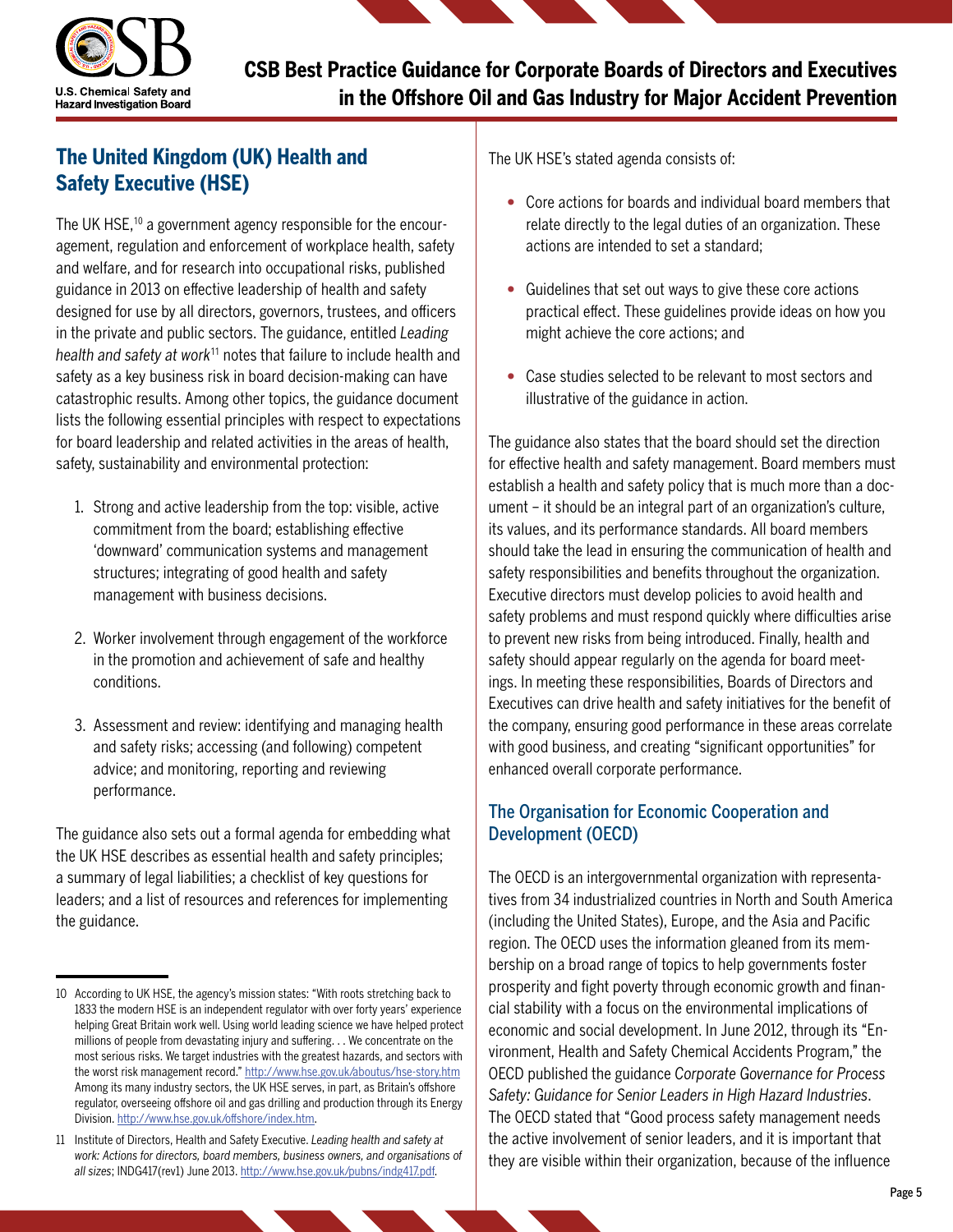## The United Kingdom (UK) Health and Safety Executive (HSE)

The UK HSE,[10] a government agency responsible for the encouragement, regulation and enforcement of workplace health, safety and welfare, and for research into occupational risks, published guidance in 2013 on effective leadership of health and safety designed for use by all directors, governors, trustees, and officers in the private and public sectors. The guidance, entitled *Leading health and safety at work*[11] notes that failure to include health and safety as a key business risk in board decision-making can have catastrophic results. Among other topics, the guidance document lists the following essential principles with respect to expectations for board leadership and related activities in the areas of health, safety, sustainability and environmental protection:

1. Strong and active leadership from the top: visible, active commitment from the board; establishing effective 'downward' communication systems and management structures; integrating of good health and safety management with business decisions.

2. Worker involvement through engagement of the workforce in the promotion and achievement of safe and healthy conditions.

3. Assessment and review: identifying and managing health and safety risks; accessing (and following) competent advice; and monitoring, reporting and reviewing performance.

The guidance also sets out a formal agenda for embedding what the UK HSE describes as essential health and safety principles; a summary of legal liabilities; a checklist of key questions for leaders; and a list of resources and references for implementing the guidance.

The UK HSE's stated agenda consists of:

- Core actions for boards and individual board members that relate directly to the legal duties of an organization. These actions are intended to set a standard;

- Guidelines that set out ways to give these core actions practical effect. These guidelines provide ideas on how you might achieve the core actions; and

- Case studies selected to be relevant to most sectors and illustrative of the guidance in action.

The guidance also states that the board should set the direction for effective health and safety management. Board members must establish a health and safety policy that is much more than a document – it should be an integral part of an organization's culture, its values, and its performance standards. All board members should take the lead in ensuring the communication of health and safety responsibilities and benefits throughout the organization. Executive directors must develop policies to avoid health and safety problems and must respond quickly where difficulties arise to prevent new risks from being introduced. Finally, health and safety should appear regularly on the agenda for board meetings. In meeting these responsibilities, Boards of Directors and Executives can drive health and safety initiatives for the benefit of the company, ensuring good performance in these areas correlate with good business, and creating "significant opportunities" for enhanced overall corporate performance.

### The Organisation for Economic Cooperation and Development (OECD)

The OECD is an intergovernmental organization with representatives from 34 industrialized countries in North and South America (including the United States), Europe, and the Asia and Pacific region. The OECD uses the information gleaned from its membership on a broad range of topics to help governments foster prosperity and fight poverty through economic growth and financial stability with a focus on the environmental implications of economic and social development. In June 2012, through its "Environment, Health and Safety Chemical Accidents Program," the OECD published the guidance *Corporate Governance for Process Safety: Guidance for Senior Leaders in High Hazard Industries*. The OECD stated that "Good process safety management needs the active involvement of senior leaders, and it is important that they are visible within their organization, because of the influence

---

10 According to UK HSE, the agency's mission states: "With roots stretching back to 1833 the modern HSE is an independent regulator with over forty years' experience helping Great Britain work well. Using world leading science we have helped protect millions of people from devastating injury and suffering. . . We concentrate on the most serious risks. We target industries with the greatest hazards, and sectors with the worst risk management record." http://www.hse.gov.uk/aboutus/hse-story.htm Among its many industry sectors, the UK HSE serves, in part, as Britain's offshore regulator, overseeing offshore oil and gas drilling and production through its Energy Division. http://www.hse.gov.uk/offshore/index.htm.

11 Institute of Directors, Health and Safety Executive. *Leading health and safety at work: Actions for directors, board members, business owners, and organisations of all sizes*; INDG417(rev1) June 2013. http://www.hse.gov.uk/pubns/indg417.pdf.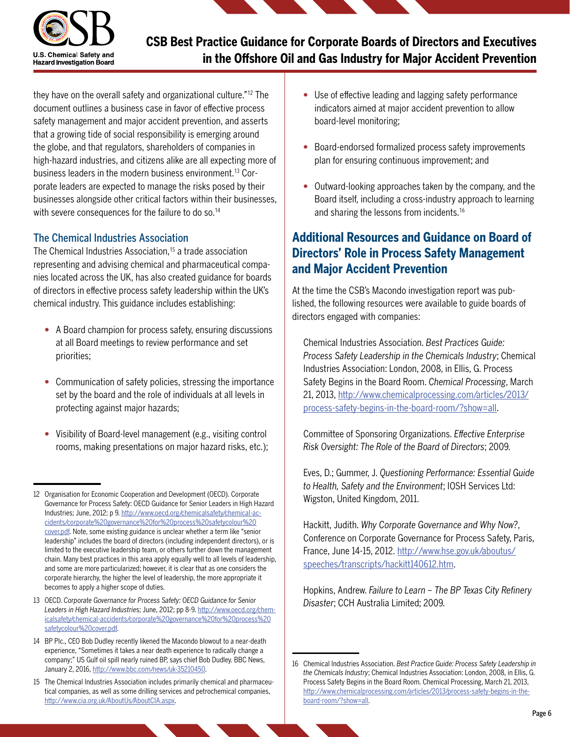they have on the overall safety and organizational culture."[12] The document outlines a business case in favor of effective process safety management and major accident prevention, and asserts that a growing tide of social responsibility is emerging around the globe, and that regulators, shareholders of companies in high-hazard industries, and citizens alike are all expecting more of business leaders in the modern business environment.[13] Corporate leaders are expected to manage the risks posed by their businesses alongside other critical factors within their businesses, with severe consequences for the failure to do so.[14]

### The Chemical Industries Association

The Chemical Industries Association,[15] a trade association representing and advising chemical and pharmaceutical companies located across the UK, has also created guidance for boards of directors in effective process safety leadership within the UK's chemical industry. This guidance includes establishing:

- A Board champion for process safety, ensuring discussions at all Board meetings to review performance and set priorities;
- Communication of safety policies, stressing the importance set by the board and the role of individuals at all levels in protecting against major hazards;
- Visibility of Board-level management (e.g., visiting control rooms, making presentations on major hazard risks, etc.);
- Use of effective leading and lagging safety performance indicators aimed at major accident prevention to allow board-level monitoring;
- Board-endorsed formalized process safety improvements plan for ensuring continuous improvement; and
- Outward-looking approaches taken by the company, and the Board itself, including a cross-industry approach to learning and sharing the lessons from incidents.[16]

## Additional Resources and Guidance on Board of Directors' Role in Process Safety Management and Major Accident Prevention

At the time the CSB's Macondo investigation report was published, the following resources were available to guide boards of directors engaged with companies:

Chemical Industries Association. *Best Practices Guide: Process Safety Leadership in the Chemicals Industry*; Chemical Industries Association: London, 2008, in Ellis, G. Process Safety Begins in the Board Room. *Chemical Processing*, March 21, 2013, http://www.chemicalprocessing.com/articles/2013/process-safety-begins-in-the-board-room/?show=all.

Committee of Sponsoring Organizations. *Effective Enterprise Risk Oversight: The Role of the Board of Directors*; 2009.

Eves, D.; Gummer, J. *Questioning Performance: Essential Guide to Health, Safety and the Environment*; IOSH Services Ltd: Wigston, United Kingdom, 2011.

Hackitt, Judith. *Why Corporate Governance and Why Now?*, Conference on Corporate Governance for Process Safety, Paris, France, June 14-15, 2012. http://www.hse.gov.uk/aboutus/speeches/transcripts/hackitt140612.htm.

Hopkins, Andrew. *Failure to Learn – The BP Texas City Refinery Disaster*; CCH Australia Limited; 2009.

---

12 Organisation for Economic Cooperation and Development (OECD). Corporate Governance for Process Safety: OECD Guidance for Senior Leaders in High Hazard Industries; June, 2012; p 9. http://www.oecd.org/chemicalsafety/chemical-accidents/corporate%20governance%20for%20process%20safetycolour%20cover.pdf. Note, some existing guidance is unclear whether a term like "senior leadership" includes the board of directors (including independent directors), or is limited to the executive leadership team, or others further down the management chain. Many best practices in this area apply equally well to all levels of leadership, and some are more particularized; however, it is clear that as one considers the corporate hierarchy, the higher the level of leadership, the more appropriate it becomes to apply a higher scope of duties.

13 OECD. *Corporate Governance for Process Safety: OECD Guidance for Senior Leaders in High Hazard Industries*; June, 2012; pp 8-9. http://www.oecd.org/chemicalsafety/chemical-accidents/corporate%20governance%20for%20process%20safetycolour%20cover.pdf.

14 BP Plc., CEO Bob Dudley recently likened the Macondo blowout to a near-death experience, "Sometimes it takes a near death experience to radically change a company;" US Gulf oil spill nearly ruined BP, says chief Bob Dudley. BBC News, January 2, 2016, http://www.bbc.com/news/uk-35210450.

15 The Chemical Industries Association includes primarily chemical and pharmaceutical companies, as well as some drilling services and petrochemical companies, http://www.cia.org.uk/AboutUs/AboutCIA.aspx.

16 Chemical Industries Association. *Best Practice Guide: Process Safety Leadership in the Chemicals Industry*; Chemical Industries Association: London, 2008, in Ellis, G. Process Safety Begins in the Board Room. Chemical Processing, March 21, 2013, http://www.chemicalprocessing.com/articles/2013/process-safety-begins-in-the-board-room/?show=all.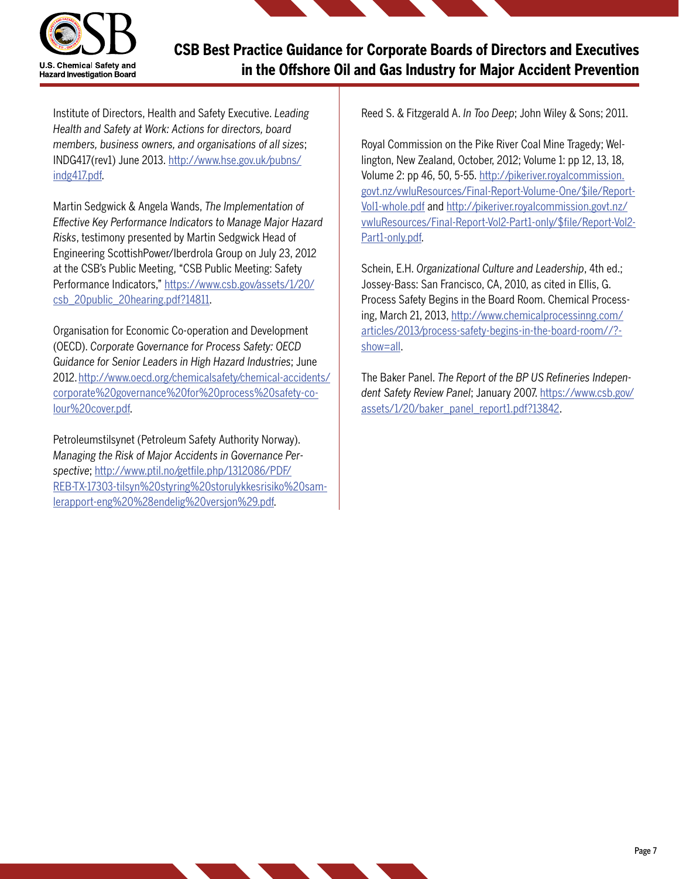Institute of Directors, Health and Safety Executive. *Leading Health and Safety at Work: Actions for directors, board members, business owners, and organisations of all sizes*; INDG417(rev1) June 2013. http://www.hse.gov.uk/pubns/indg417.pdf.

Martin Sedgwick & Angela Wands, *The Implementation of Effective Key Performance Indicators to Manage Major Hazard Risks*, testimony presented by Martin Sedgwick Head of Engineering ScottishPower/Iberdrola Group on July 23, 2012 at the CSB's Public Meeting, "CSB Public Meeting: Safety Performance Indicators," https://www.csb.gov/assets/1/20/csb_20public_20hearing.pdf?14811.

Organisation for Economic Co-operation and Development (OECD). *Corporate Governance for Process Safety: OECD Guidance for Senior Leaders in High Hazard Industries*; June 2012. http://www.oecd.org/chemicalsafety/chemical-accidents/corporate%20governance%20for%20process%20safety-colour%20cover.pdf.

Petroleumstilsynet (Petroleum Safety Authority Norway). *Managing the Risk of Major Accidents in Governance Perspective*; http://www.ptil.no/getfile.php/1312086/PDF/REB-TX-17303-tilsyn%20styring%20storulykkesrisiko%20samlerapport-eng%20%28endelig%20versjon%29.pdf.

Reed S. & Fitzgerald A. *In Too Deep*; John Wiley & Sons; 2011.

Royal Commission on the Pike River Coal Mine Tragedy; Wellington, New Zealand, October, 2012; Volume 1: pp 12, 13, 18, Volume 2: pp 46, 50, 5-55. http://pikeriver.royalcommission.govt.nz/vwluResources/Final-Report-Volume-One/$file/Report-Vol1-whole.pdf and http://pikeriver.royalcommission.govt.nz/vwluResources/Final-Report-Vol2-Part1-only/$file/Report-Vol2-Part1-only.pdf.

Schein, E.H. *Organizational Culture and Leadership*, 4th ed.; Jossey-Bass: San Francisco, CA, 2010, as cited in Ellis, G. Process Safety Begins in the Board Room. Chemical Processing, March 21, 2013, http://www.chemicalprocessinng.com/articles/2013/process-safety-begins-in-the-board-room//?-show=all.

The Baker Panel. *The Report of the BP US Refineries Independent Safety Review Panel*; January 2007. https://www.csb.gov/assets/1/20/baker_panel_report1.pdf?13842.